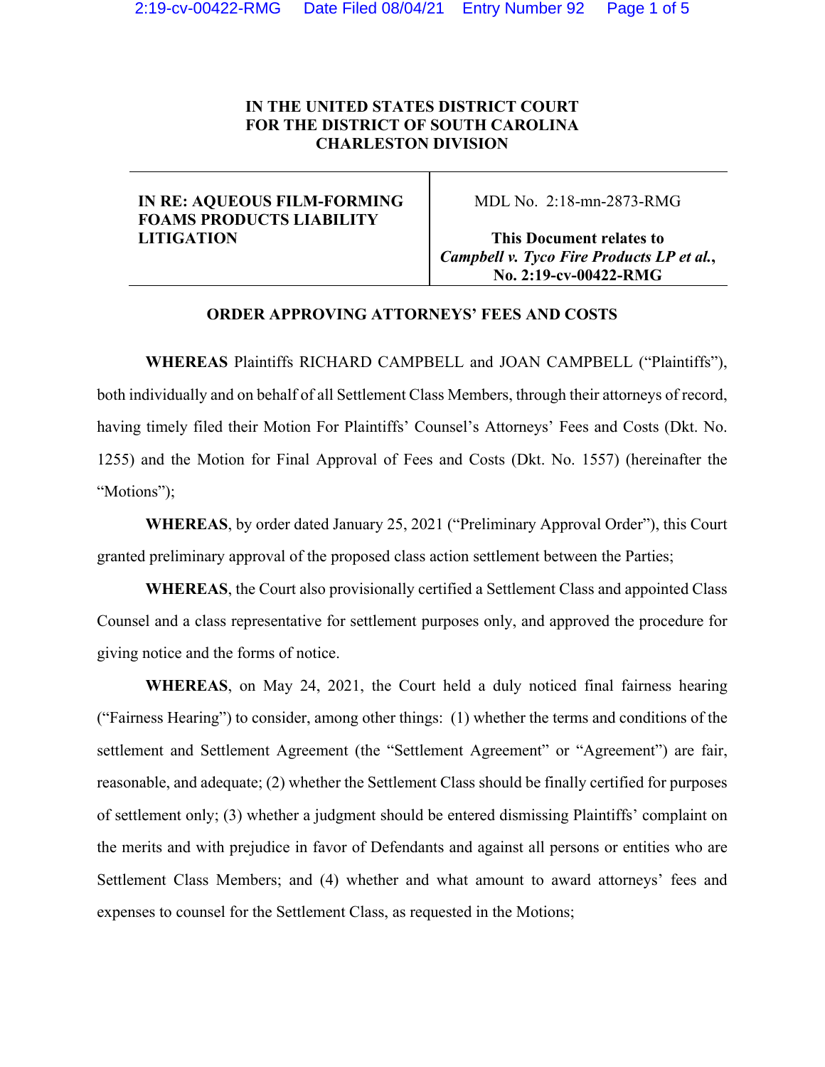**IN THE UNITED STATES DISTRICT COURT**
**FOR THE DISTRICT OF SOUTH CAROLINA**
**CHARLESTON DIVISION**

| | |
|---|---|
| **IN RE: AQUEOUS FILM-FORMING FOAMS PRODUCTS LIABILITY LITIGATION** | MDL No. 2:18-mn-2873-RMG<br><br>**This Document relates to** ***Campbell v. Tyco Fire Products LP et al.*****, No. 2:19-cv-00422-RMG** |

**ORDER APPROVING ATTORNEYS' FEES AND COSTS**

**WHEREAS** Plaintiffs RICHARD CAMPBELL and JOAN CAMPBELL ("Plaintiffs"), both individually and on behalf of all Settlement Class Members, through their attorneys of record, having timely filed their Motion For Plaintiffs' Counsel's Attorneys' Fees and Costs (Dkt. No. 1255) and the Motion for Final Approval of Fees and Costs (Dkt. No. 1557) (hereinafter the "Motions");

**WHEREAS**, by order dated January 25, 2021 ("Preliminary Approval Order"), this Court granted preliminary approval of the proposed class action settlement between the Parties;

**WHEREAS**, the Court also provisionally certified a Settlement Class and appointed Class Counsel and a class representative for settlement purposes only, and approved the procedure for giving notice and the forms of notice.

**WHEREAS**, on May 24, 2021, the Court held a duly noticed final fairness hearing ("Fairness Hearing") to consider, among other things: (1) whether the terms and conditions of the settlement and Settlement Agreement (the "Settlement Agreement" or "Agreement") are fair, reasonable, and adequate; (2) whether the Settlement Class should be finally certified for purposes of settlement only; (3) whether a judgment should be entered dismissing Plaintiffs' complaint on the merits and with prejudice in favor of Defendants and against all persons or entities who are Settlement Class Members; and (4) whether and what amount to award attorneys' fees and expenses to counsel for the Settlement Class, as requested in the Motions;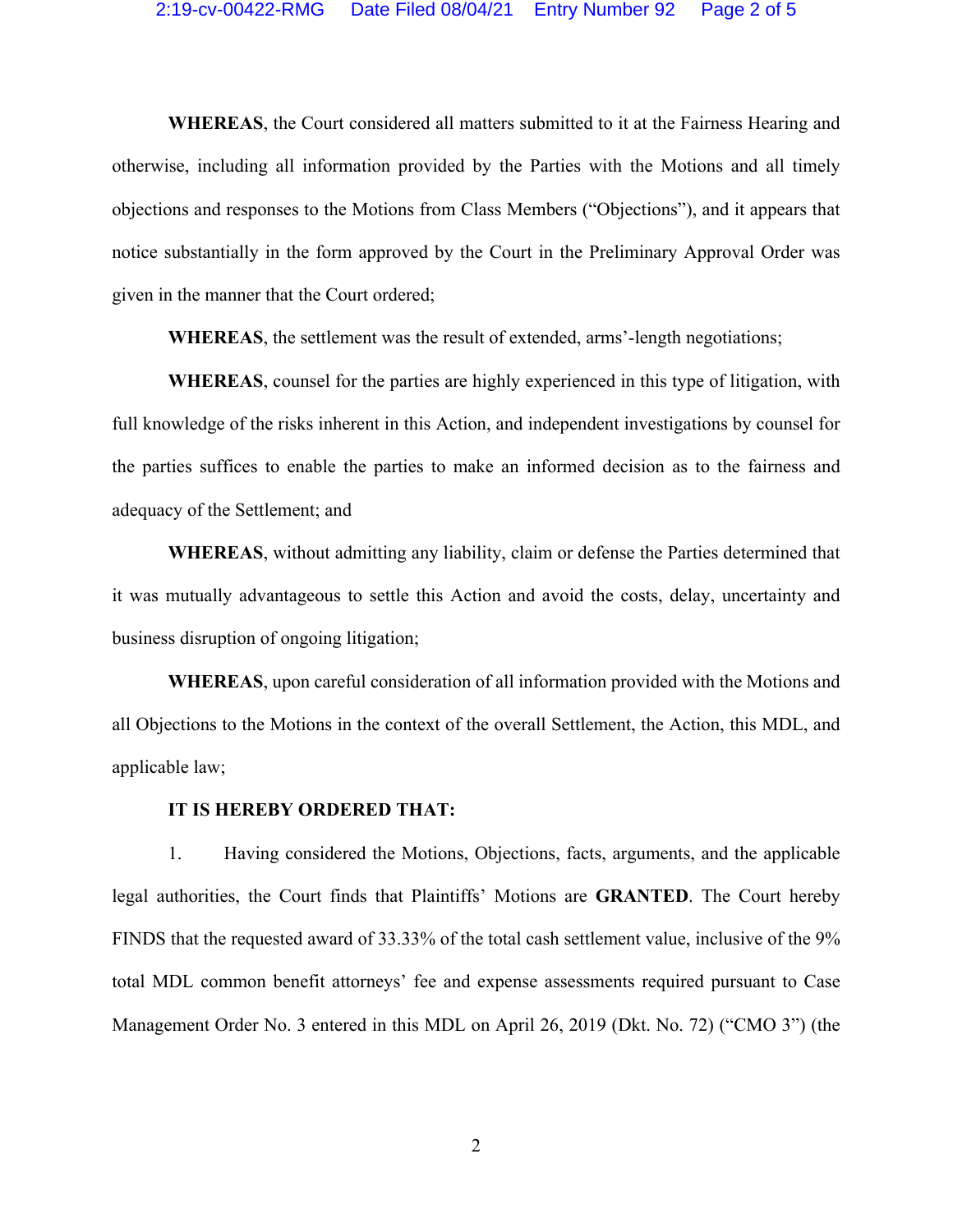**WHEREAS**, the Court considered all matters submitted to it at the Fairness Hearing and otherwise, including all information provided by the Parties with the Motions and all timely objections and responses to the Motions from Class Members ("Objections"), and it appears that notice substantially in the form approved by the Court in the Preliminary Approval Order was given in the manner that the Court ordered;

**WHEREAS**, the settlement was the result of extended, arms'-length negotiations;

**WHEREAS**, counsel for the parties are highly experienced in this type of litigation, with full knowledge of the risks inherent in this Action, and independent investigations by counsel for the parties suffices to enable the parties to make an informed decision as to the fairness and adequacy of the Settlement; and

**WHEREAS**, without admitting any liability, claim or defense the Parties determined that it was mutually advantageous to settle this Action and avoid the costs, delay, uncertainty and business disruption of ongoing litigation;

**WHEREAS**, upon careful consideration of all information provided with the Motions and all Objections to the Motions in the context of the overall Settlement, the Action, this MDL, and applicable law;

**IT IS HEREBY ORDERED THAT:**

1. Having considered the Motions, Objections, facts, arguments, and the applicable legal authorities, the Court finds that Plaintiffs' Motions are **GRANTED**. The Court hereby FINDS that the requested award of 33.33% of the total cash settlement value, inclusive of the 9% total MDL common benefit attorneys' fee and expense assessments required pursuant to Case Management Order No. 3 entered in this MDL on April 26, 2019 (Dkt. No. 72) ("CMO 3") (the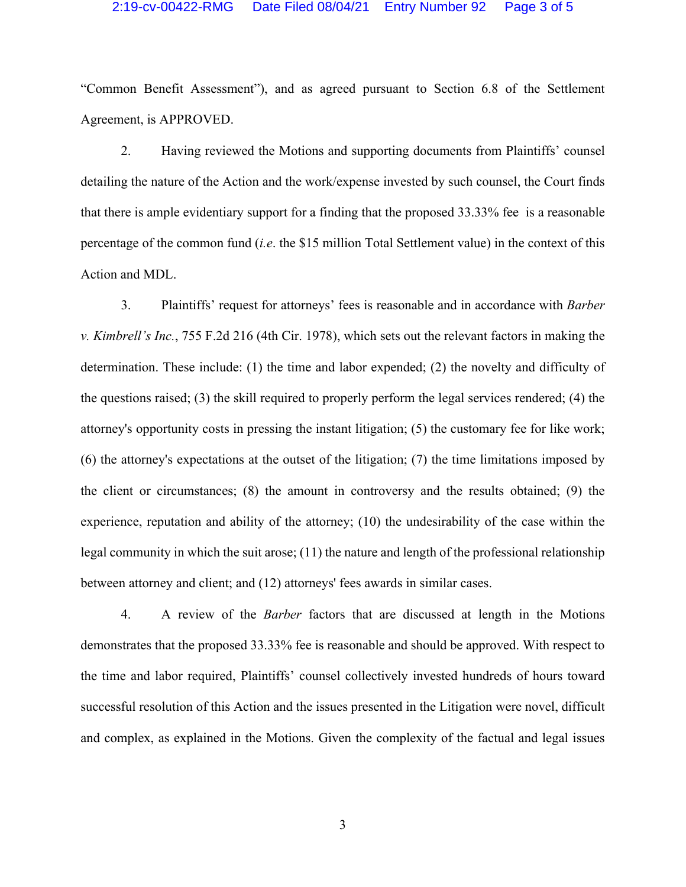"Common Benefit Assessment"), and as agreed pursuant to Section 6.8 of the Settlement Agreement, is APPROVED.

2. Having reviewed the Motions and supporting documents from Plaintiffs' counsel detailing the nature of the Action and the work/expense invested by such counsel, the Court finds that there is ample evidentiary support for a finding that the proposed 33.33% fee is a reasonable percentage of the common fund (*i.e*. the $15 million Total Settlement value) in the context of this Action and MDL.

3. Plaintiffs' request for attorneys' fees is reasonable and in accordance with *Barber v. Kimbrell's Inc.*, 755 F.2d 216 (4th Cir. 1978), which sets out the relevant factors in making the determination. These include: (1) the time and labor expended; (2) the novelty and difficulty of the questions raised; (3) the skill required to properly perform the legal services rendered; (4) the attorney's opportunity costs in pressing the instant litigation; (5) the customary fee for like work; (6) the attorney's expectations at the outset of the litigation; (7) the time limitations imposed by the client or circumstances; (8) the amount in controversy and the results obtained; (9) the experience, reputation and ability of the attorney; (10) the undesirability of the case within the legal community in which the suit arose; (11) the nature and length of the professional relationship between attorney and client; and (12) attorneys' fees awards in similar cases.

4. A review of the *Barber* factors that are discussed at length in the Motions demonstrates that the proposed 33.33% fee is reasonable and should be approved. With respect to the time and labor required, Plaintiffs' counsel collectively invested hundreds of hours toward successful resolution of this Action and the issues presented in the Litigation were novel, difficult and complex, as explained in the Motions. Given the complexity of the factual and legal issues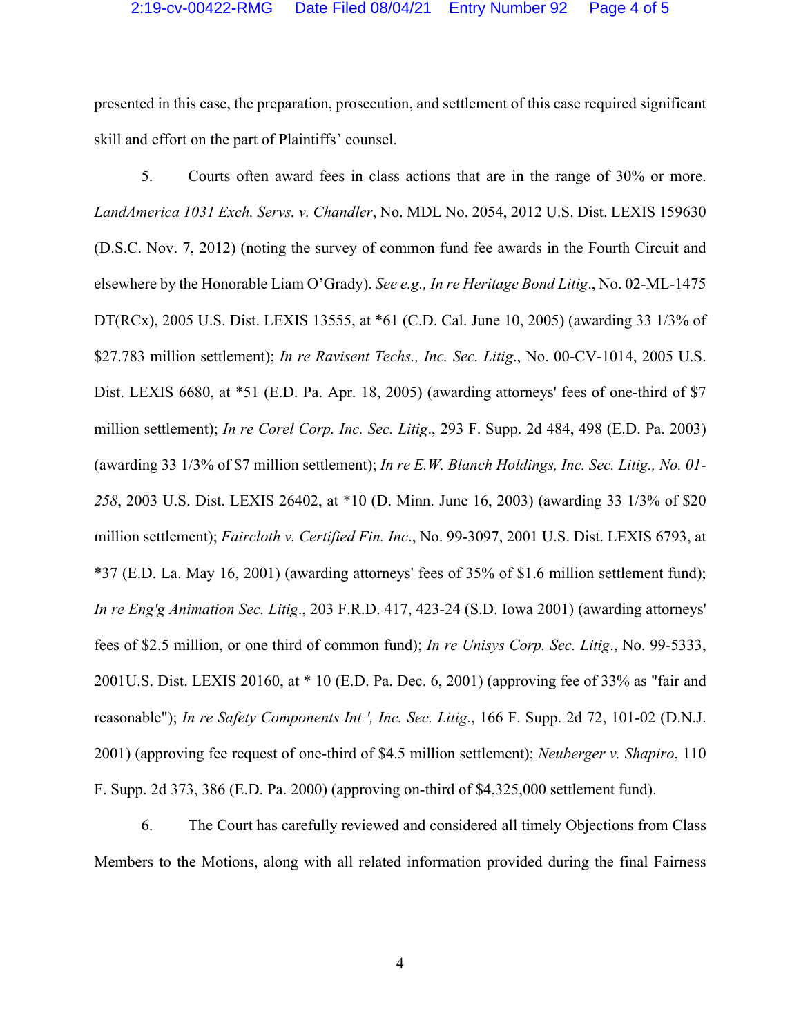presented in this case, the preparation, prosecution, and settlement of this case required significant skill and effort on the part of Plaintiffs' counsel.

5. Courts often award fees in class actions that are in the range of 30% or more. *LandAmerica 1031 Exch. Servs. v. Chandler*, No. MDL No. 2054, 2012 U.S. Dist. LEXIS 159630 (D.S.C. Nov. 7, 2012) (noting the survey of common fund fee awards in the Fourth Circuit and elsewhere by the Honorable Liam O'Grady). *See e.g., In re Heritage Bond Litig*., No. 02-ML-1475 DT(RCx), 2005 U.S. Dist. LEXIS 13555, at *61 (C.D. Cal. June 10, 2005) (awarding 33 1/3% of $27.783 million settlement); *In re Ravisent Techs., Inc. Sec. Litig*., No. 00-CV-1014, 2005 U.S. Dist. LEXIS 6680, at *51 (E.D. Pa. Apr. 18, 2005) (awarding attorneys' fees of one-third of $7 million settlement); *In re Corel Corp. Inc. Sec. Litig*., 293 F. Supp. 2d 484, 498 (E.D. Pa. 2003) (awarding 33 1/3% of $7 million settlement); *In re E.W. Blanch Holdings, Inc. Sec. Litig., No. 01-258*, 2003 U.S. Dist. LEXIS 26402, at *10 (D. Minn. June 16, 2003) (awarding 33 1/3% of $20 million settlement); *Faircloth v. Certified Fin. Inc*., No. 99-3097, 2001 U.S. Dist. LEXIS 6793, at *37 (E.D. La. May 16, 2001) (awarding attorneys' fees of 35% of $1.6 million settlement fund); *In re Eng'g Animation Sec. Litig*., 203 F.R.D. 417, 423-24 (S.D. Iowa 2001) (awarding attorneys' fees of $2.5 million, or one third of common fund); *In re Unisys Corp. Sec. Litig*., No. 99-5333, 2001U.S. Dist. LEXIS 20160, at * 10 (E.D. Pa. Dec. 6, 2001) (approving fee of 33% as "fair and reasonable"); *In re Safety Components Int ', Inc. Sec. Litig*., 166 F. Supp. 2d 72, 101-02 (D.N.J. 2001) (approving fee request of one-third of $4.5 million settlement); *Neuberger v. Shapiro*, 110 F. Supp. 2d 373, 386 (E.D. Pa. 2000) (approving on-third of $4,325,000 settlement fund).

6. The Court has carefully reviewed and considered all timely Objections from Class Members to the Motions, along with all related information provided during the final Fairness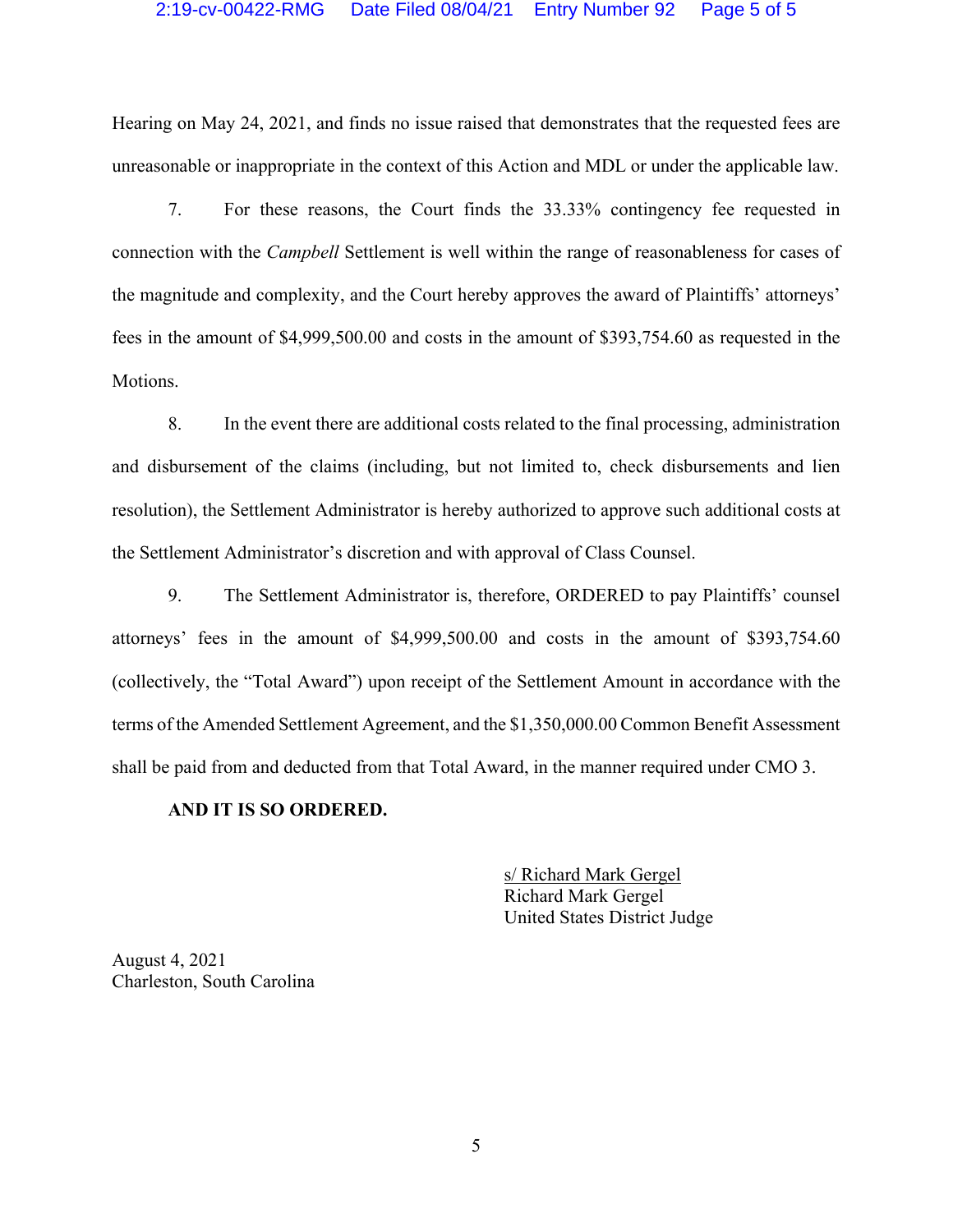Hearing on May 24, 2021, and finds no issue raised that demonstrates that the requested fees are unreasonable or inappropriate in the context of this Action and MDL or under the applicable law.

7. For these reasons, the Court finds the 33.33% contingency fee requested in connection with the *Campbell* Settlement is well within the range of reasonableness for cases of the magnitude and complexity, and the Court hereby approves the award of Plaintiffs' attorneys' fees in the amount of $4,999,500.00 and costs in the amount of $393,754.60 as requested in the Motions.

8. In the event there are additional costs related to the final processing, administration and disbursement of the claims (including, but not limited to, check disbursements and lien resolution), the Settlement Administrator is hereby authorized to approve such additional costs at the Settlement Administrator's discretion and with approval of Class Counsel.

9. The Settlement Administrator is, therefore, ORDERED to pay Plaintiffs' counsel attorneys' fees in the amount of $4,999,500.00 and costs in the amount of $393,754.60 (collectively, the "Total Award") upon receipt of the Settlement Amount in accordance with the terms of the Amended Settlement Agreement, and the $1,350,000.00 Common Benefit Assessment shall be paid from and deducted from that Total Award, in the manner required under CMO 3.

**AND IT IS SO ORDERED.**

s/ Richard Mark Gergel
Richard Mark Gergel
United States District Judge

August 4, 2021
Charleston, South Carolina